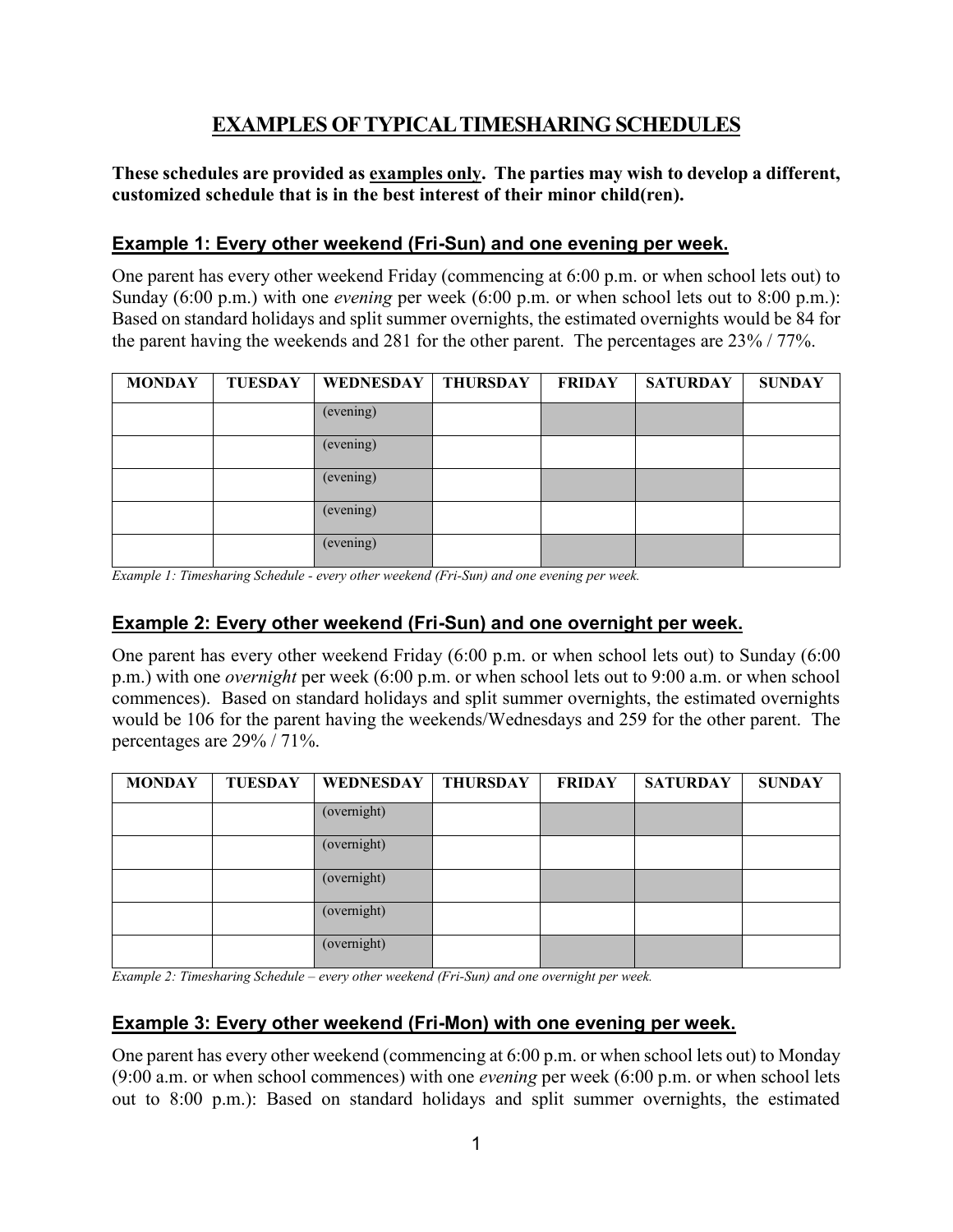# EXAMPLES OF TYPICAL TIMESHARING SCHEDULES

**These schedules are provided as examples only. The parties may wish to develop a different, customized schedule that is in the best interest of their minor child(ren).**

## Example 1: Every other weekend (Fri-Sun) and one evening per week.

One parent has every other weekend Friday (commencing at 6:00 p.m. or when school lets out) to Sunday (6:00 p.m.) with one *evening* per week (6:00 p.m. or when school lets out to 8:00 p.m.): Based on standard holidays and split summer overnights, the estimated overnights would be 84 for the parent having the weekends and 281 for the other parent. The percentages are 23% / 77%.

| MONDAY | TUESDAY | WEDNESDAY | THURSDAY | FRIDAY | SATURDAY | SUNDAY |
|---|---|---|---|---|---|---|
| | | (evening) | | | | |
| | | (evening) | | | | |
| | | (evening) | | | | |
| | | (evening) | | | | |
| | | (evening) | | | | |

*Example 1: Timesharing Schedule - every other weekend (Fri-Sun) and one evening per week.*

## Example 2: Every other weekend (Fri-Sun) and one overnight per week.

One parent has every other weekend Friday (6:00 p.m. or when school lets out) to Sunday (6:00 p.m.) with one *overnight* per week (6:00 p.m. or when school lets out to 9:00 a.m. or when school commences). Based on standard holidays and split summer overnights, the estimated overnights would be 106 for the parent having the weekends/Wednesdays and 259 for the other parent. The percentages are 29% / 71%.

| MONDAY | TUESDAY | WEDNESDAY | THURSDAY | FRIDAY | SATURDAY | SUNDAY |
|---|---|---|---|---|---|---|
| | | (overnight) | | | | |
| | | (overnight) | | | | |
| | | (overnight) | | | | |
| | | (overnight) | | | | |
| | | (overnight) | | | | |

*Example 2: Timesharing Schedule – every other weekend (Fri-Sun) and one overnight per week.*

## Example 3: Every other weekend (Fri-Mon) with one evening per week.

One parent has every other weekend (commencing at 6:00 p.m. or when school lets out) to Monday (9:00 a.m. or when school commences) with one *evening* per week (6:00 p.m. or when school lets out to 8:00 p.m.): Based on standard holidays and split summer overnights, the estimated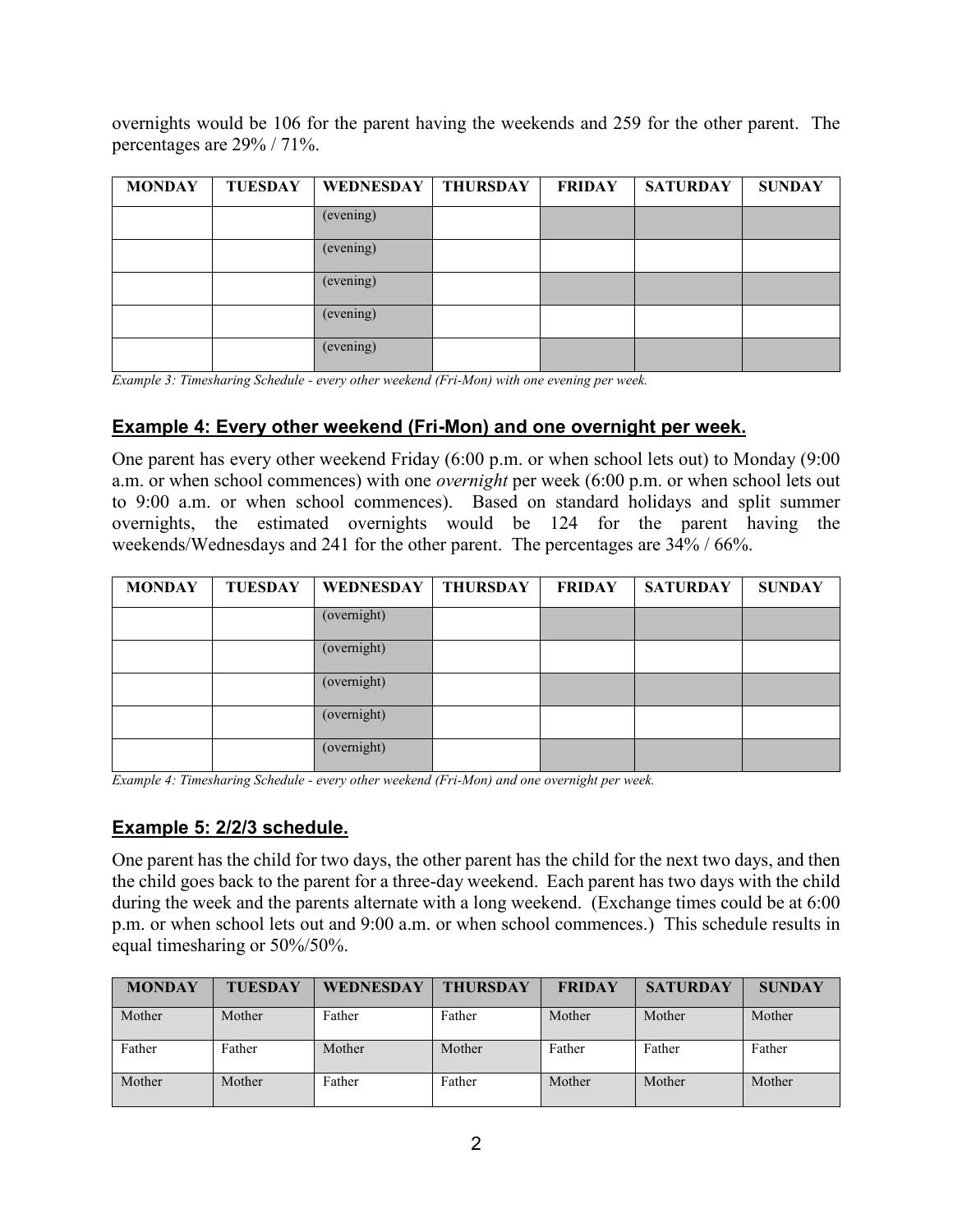overnights would be 106 for the parent having the weekends and 259 for the other parent. The percentages are 29% / 71%.

| MONDAY | TUESDAY | WEDNESDAY | THURSDAY | FRIDAY | SATURDAY | SUNDAY |
|---|---|---|---|---|---|---|
| | | (evening) | | | | |
| | | (evening) | | | | |
| | | (evening) | | | | |
| | | (evening) | | | | |
| | | (evening) | | | | |

*Example 3: Timesharing Schedule - every other weekend (Fri-Mon) with one evening per week.*

## Example 4: Every other weekend (Fri-Mon) and one overnight per week.

One parent has every other weekend Friday (6:00 p.m. or when school lets out) to Monday (9:00 a.m. or when school commences) with one *overnight* per week (6:00 p.m. or when school lets out to 9:00 a.m. or when school commences). Based on standard holidays and split summer overnights, the estimated overnights would be 124 for the parent having the weekends/Wednesdays and 241 for the other parent. The percentages are 34% / 66%.

| MONDAY | TUESDAY | WEDNESDAY | THURSDAY | FRIDAY | SATURDAY | SUNDAY |
|---|---|---|---|---|---|---|
| | | (overnight) | | | | |
| | | (overnight) | | | | |
| | | (overnight) | | | | |
| | | (overnight) | | | | |
| | | (overnight) | | | | |

*Example 4: Timesharing Schedule - every other weekend (Fri-Mon) and one overnight per week.*

## Example 5: 2/2/3 schedule.

One parent has the child for two days, the other parent has the child for the next two days, and then the child goes back to the parent for a three-day weekend. Each parent has two days with the child during the week and the parents alternate with a long weekend. (Exchange times could be at 6:00 p.m. or when school lets out and 9:00 a.m. or when school commences.) This schedule results in equal timesharing or 50%/50%.

| MONDAY | TUESDAY | WEDNESDAY | THURSDAY | FRIDAY | SATURDAY | SUNDAY |
|---|---|---|---|---|---|---|
| Mother | Mother | Father | Father | Mother | Mother | Mother |
| Father | Father | Mother | Mother | Father | Father | Father |
| Mother | Mother | Father | Father | Mother | Mother | Mother |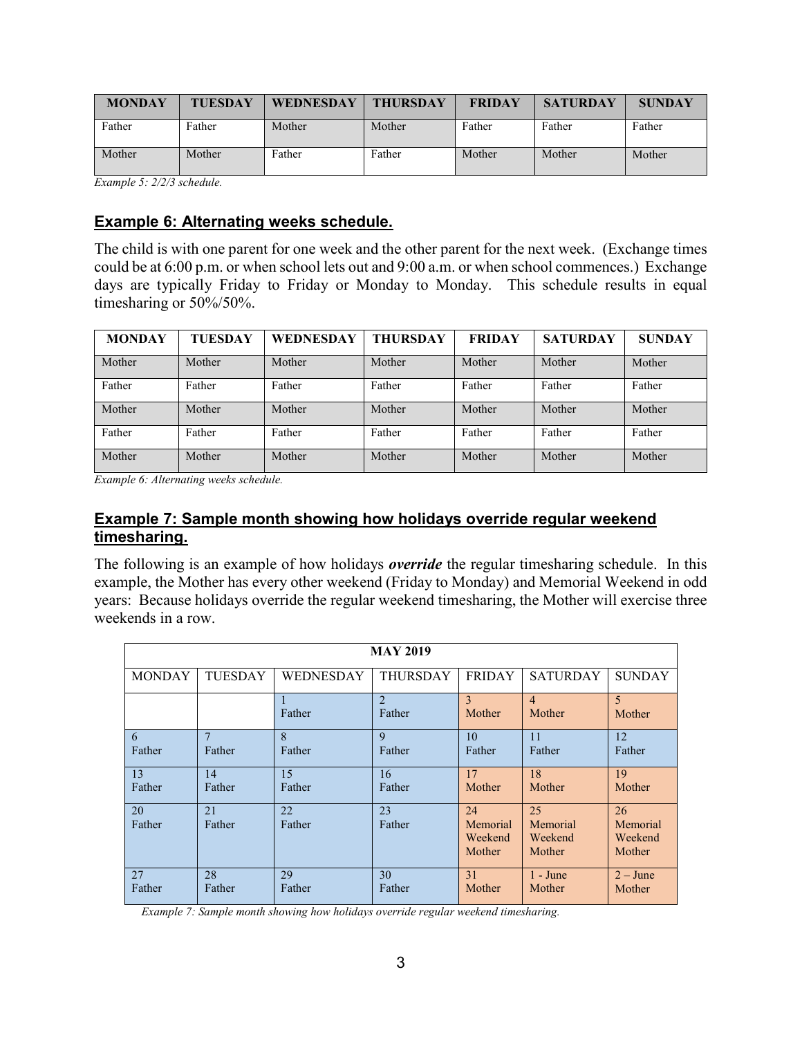| MONDAY | TUESDAY | WEDNESDAY | THURSDAY | FRIDAY | SATURDAY | SUNDAY |
|---|---|---|---|---|---|---|
| Father | Father | Mother | Mother | Father | Father | Father |
| Mother | Mother | Father | Father | Mother | Mother | Mother |

*Example 5: 2/2/3 schedule.*

## Example 6: Alternating weeks schedule.

The child is with one parent for one week and the other parent for the next week. (Exchange times could be at 6:00 p.m. or when school lets out and 9:00 a.m. or when school commences.) Exchange days are typically Friday to Friday or Monday to Monday. This schedule results in equal timesharing or 50%/50%.

| MONDAY | TUESDAY | WEDNESDAY | THURSDAY | FRIDAY | SATURDAY | SUNDAY |
|---|---|---|---|---|---|---|
| Mother | Mother | Mother | Mother | Mother | Mother | Mother |
| Father | Father | Father | Father | Father | Father | Father |
| Mother | Mother | Mother | Mother | Mother | Mother | Mother |
| Father | Father | Father | Father | Father | Father | Father |
| Mother | Mother | Mother | Mother | Mother | Mother | Mother |

*Example 6: Alternating weeks schedule.*

## Example 7: Sample month showing how holidays override regular weekend timesharing.

The following is an example of how holidays ***override*** the regular timesharing schedule. In this example, the Mother has every other weekend (Friday to Monday) and Memorial Weekend in odd years: Because holidays override the regular weekend timesharing, the Mother will exercise three weekends in a row.

| MAY 2019 | | | | | | |
|---|---|---|---|---|---|---|
| MONDAY | TUESDAY | WEDNESDAY | THURSDAY | FRIDAY | SATURDAY | SUNDAY |
| | | 1 Father | 2 Father | 3 Mother | 4 Mother | 5 Mother |
| 6 Father | 7 Father | 8 Father | 9 Father | 10 Father | 11 Father | 12 Father |
| 13 Father | 14 Father | 15 Father | 16 Father | 17 Mother | 18 Mother | 19 Mother |
| 20 Father | 21 Father | 22 Father | 23 Father | 24 Memorial Weekend Mother | 25 Memorial Weekend Mother | 26 Memorial Weekend Mother |
| 27 Father | 28 Father | 29 Father | 30 Father | 31 Mother | 1 - June Mother | 2 – June Mother |

*Example 7: Sample month showing how holidays override regular weekend timesharing.*